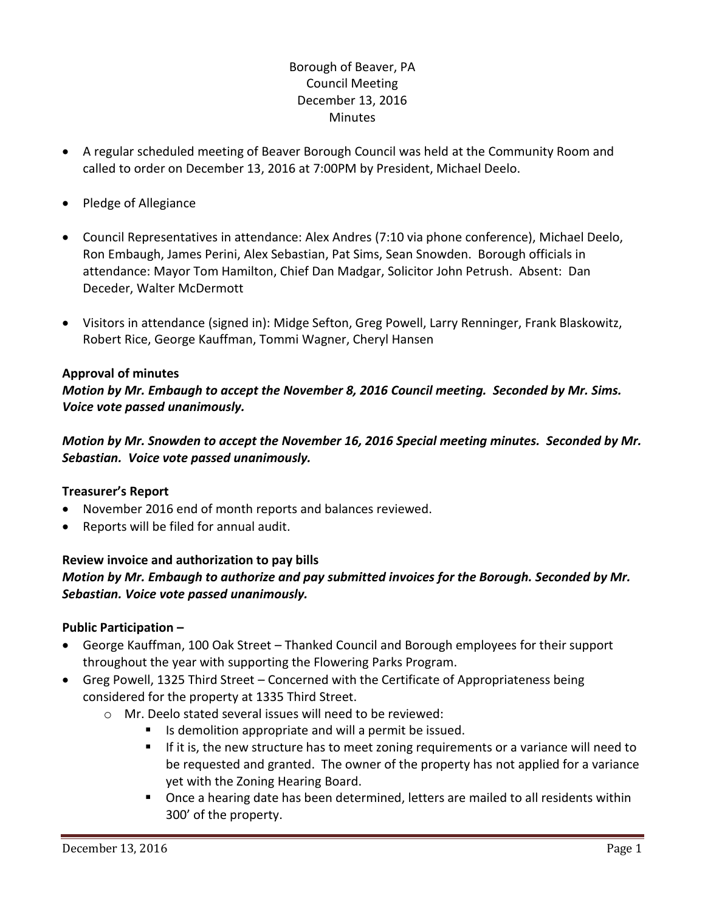# Borough of Beaver, PA
## Council Meeting
## December 13, 2016
## Minutes

- A regular scheduled meeting of Beaver Borough Council was held at the Community Room and called to order on December 13, 2016 at 7:00PM by President, Michael Deelo.
- Pledge of Allegiance
- Council Representatives in attendance: Alex Andres (7:10 via phone conference), Michael Deelo, Ron Embaugh, James Perini, Alex Sebastian, Pat Sims, Sean Snowden. Borough officials in attendance: Mayor Tom Hamilton, Chief Dan Madgar, Solicitor John Petrush. Absent: Dan Deceder, Walter McDermott
- Visitors in attendance (signed in): Midge Sefton, Greg Powell, Larry Renninger, Frank Blaskowitz, Robert Rice, George Kauffman, Tommi Wagner, Cheryl Hansen

**Approval of minutes**

***Motion by Mr. Embaugh to accept the November 8, 2016 Council meeting. Seconded by Mr. Sims. Voice vote passed unanimously.***

***Motion by Mr. Snowden to accept the November 16, 2016 Special meeting minutes. Seconded by Mr. Sebastian. Voice vote passed unanimously.***

**Treasurer's Report**

- November 2016 end of month reports and balances reviewed.
- Reports will be filed for annual audit.

**Review invoice and authorization to pay bills**

***Motion by Mr. Embaugh to authorize and pay submitted invoices for the Borough. Seconded by Mr. Sebastian. Voice vote passed unanimously.***

**Public Participation –**

- George Kauffman, 100 Oak Street – Thanked Council and Borough employees for their support throughout the year with supporting the Flowering Parks Program.
- Greg Powell, 1325 Third Street – Concerned with the Certificate of Appropriateness being considered for the property at 1335 Third Street.
  - Mr. Deelo stated several issues will need to be reviewed:
    - Is demolition appropriate and will a permit be issued.
    - If it is, the new structure has to meet zoning requirements or a variance will need to be requested and granted. The owner of the property has not applied for a variance yet with the Zoning Hearing Board.
    - Once a hearing date has been determined, letters are mailed to all residents within 300' of the property.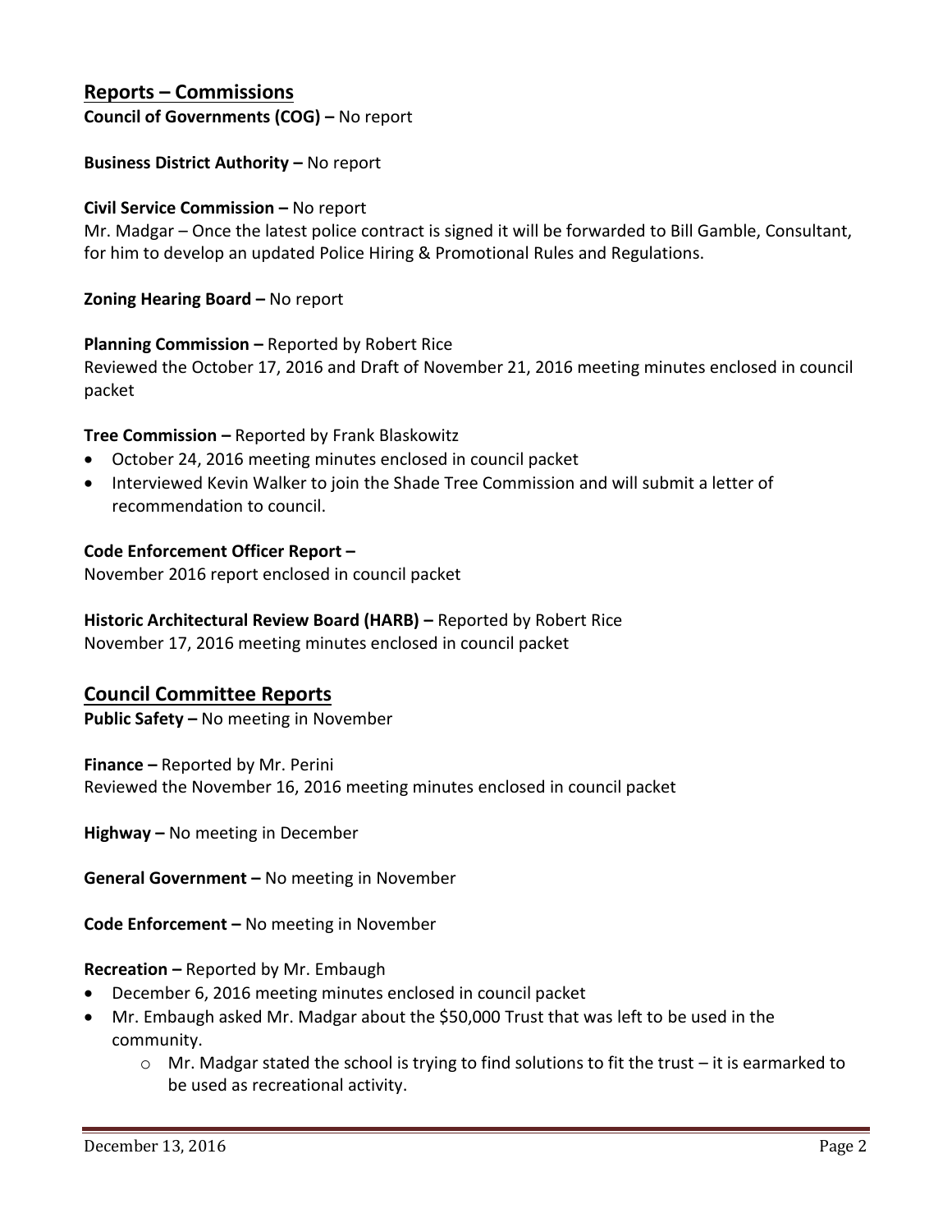## Reports – Commissions

**Council of Governments (COG) –** No report

**Business District Authority –** No report

**Civil Service Commission –** No report
Mr. Madgar – Once the latest police contract is signed it will be forwarded to Bill Gamble, Consultant, for him to develop an updated Police Hiring & Promotional Rules and Regulations.

**Zoning Hearing Board –** No report

**Planning Commission –** Reported by Robert Rice
Reviewed the October 17, 2016 and Draft of November 21, 2016 meeting minutes enclosed in council packet

**Tree Commission –** Reported by Frank Blaskowitz

- October 24, 2016 meeting minutes enclosed in council packet
- Interviewed Kevin Walker to join the Shade Tree Commission and will submit a letter of recommendation to council.

**Code Enforcement Officer Report –**
November 2016 report enclosed in council packet

**Historic Architectural Review Board (HARB) –** Reported by Robert Rice
November 17, 2016 meeting minutes enclosed in council packet

## Council Committee Reports

**Public Safety –** No meeting in November

**Finance –** Reported by Mr. Perini
Reviewed the November 16, 2016 meeting minutes enclosed in council packet

**Highway –** No meeting in December

**General Government –** No meeting in November

**Code Enforcement –** No meeting in November

**Recreation –** Reported by Mr. Embaugh

- December 6, 2016 meeting minutes enclosed in council packet
- Mr. Embaugh asked Mr. Madgar about the $50,000 Trust that was left to be used in the community.
  - Mr. Madgar stated the school is trying to find solutions to fit the trust – it is earmarked to be used as recreational activity.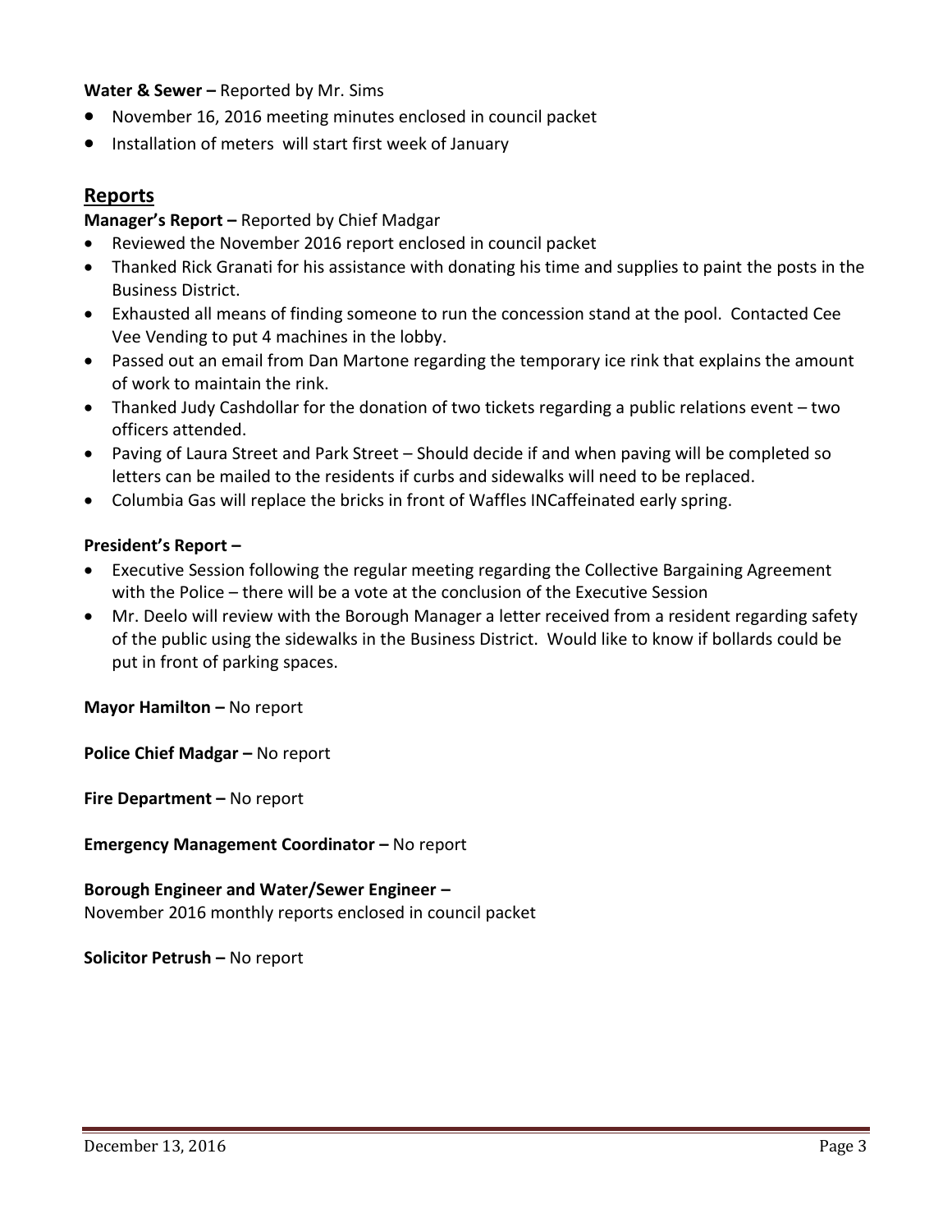**Water & Sewer –** Reported by Mr. Sims

- November 16, 2016 meeting minutes enclosed in council packet
- Installation of meters will start first week of January

## Reports

**Manager's Report –** Reported by Chief Madgar

- Reviewed the November 2016 report enclosed in council packet
- Thanked Rick Granati for his assistance with donating his time and supplies to paint the posts in the Business District.
- Exhausted all means of finding someone to run the concession stand at the pool. Contacted Cee Vee Vending to put 4 machines in the lobby.
- Passed out an email from Dan Martone regarding the temporary ice rink that explains the amount of work to maintain the rink.
- Thanked Judy Cashdollar for the donation of two tickets regarding a public relations event – two officers attended.
- Paving of Laura Street and Park Street – Should decide if and when paving will be completed so letters can be mailed to the residents if curbs and sidewalks will need to be replaced.
- Columbia Gas will replace the bricks in front of Waffles INCaffeinated early spring.

**President's Report –**

- Executive Session following the regular meeting regarding the Collective Bargaining Agreement with the Police – there will be a vote at the conclusion of the Executive Session
- Mr. Deelo will review with the Borough Manager a letter received from a resident regarding safety of the public using the sidewalks in the Business District. Would like to know if bollards could be put in front of parking spaces.

**Mayor Hamilton –** No report

**Police Chief Madgar –** No report

**Fire Department –** No report

**Emergency Management Coordinator –** No report

**Borough Engineer and Water/Sewer Engineer –**
November 2016 monthly reports enclosed in council packet

**Solicitor Petrush –** No report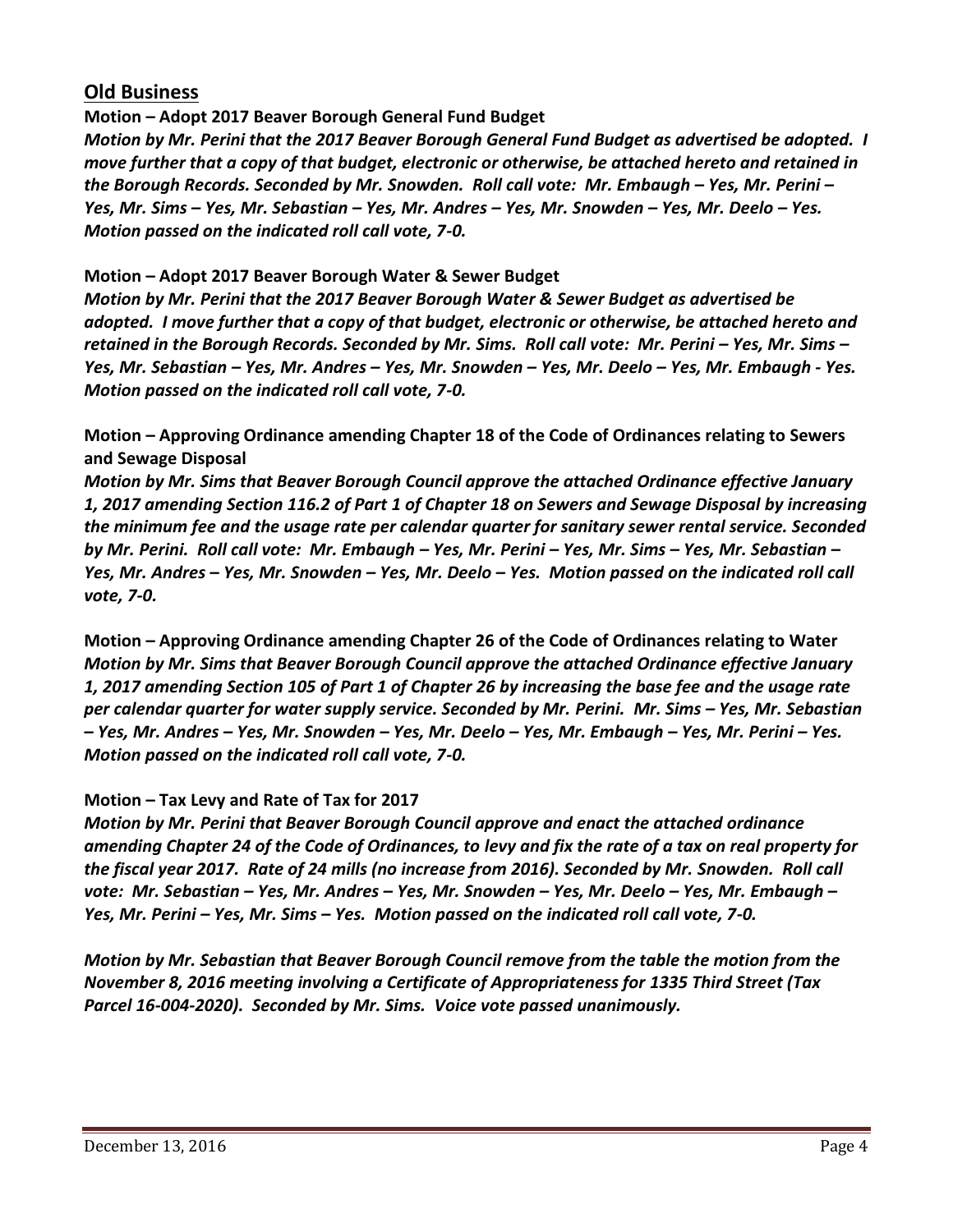## Old Business

**Motion – Adopt 2017 Beaver Borough General Fund Budget**

***Motion by Mr. Perini that the 2017 Beaver Borough General Fund Budget as advertised be adopted. I move further that a copy of that budget, electronic or otherwise, be attached hereto and retained in the Borough Records. Seconded by Mr. Snowden. Roll call vote: Mr. Embaugh – Yes, Mr. Perini – Yes, Mr. Sims – Yes, Mr. Sebastian – Yes, Mr. Andres – Yes, Mr. Snowden – Yes, Mr. Deelo – Yes. Motion passed on the indicated roll call vote, 7-0.***

**Motion – Adopt 2017 Beaver Borough Water & Sewer Budget**

***Motion by Mr. Perini that the 2017 Beaver Borough Water & Sewer Budget as advertised be adopted. I move further that a copy of that budget, electronic or otherwise, be attached hereto and retained in the Borough Records. Seconded by Mr. Sims. Roll call vote: Mr. Perini – Yes, Mr. Sims – Yes, Mr. Sebastian – Yes, Mr. Andres – Yes, Mr. Snowden – Yes, Mr. Deelo – Yes, Mr. Embaugh - Yes. Motion passed on the indicated roll call vote, 7-0.***

**Motion – Approving Ordinance amending Chapter 18 of the Code of Ordinances relating to Sewers and Sewage Disposal**

***Motion by Mr. Sims that Beaver Borough Council approve the attached Ordinance effective January 1, 2017 amending Section 116.2 of Part 1 of Chapter 18 on Sewers and Sewage Disposal by increasing the minimum fee and the usage rate per calendar quarter for sanitary sewer rental service. Seconded by Mr. Perini. Roll call vote: Mr. Embaugh – Yes, Mr. Perini – Yes, Mr. Sims – Yes, Mr. Sebastian – Yes, Mr. Andres – Yes, Mr. Snowden – Yes, Mr. Deelo – Yes. Motion passed on the indicated roll call vote, 7-0.***

**Motion – Approving Ordinance amending Chapter 26 of the Code of Ordinances relating to Water**

***Motion by Mr. Sims that Beaver Borough Council approve the attached Ordinance effective January 1, 2017 amending Section 105 of Part 1 of Chapter 26 by increasing the base fee and the usage rate per calendar quarter for water supply service. Seconded by Mr. Perini. Mr. Sims – Yes, Mr. Sebastian – Yes, Mr. Andres – Yes, Mr. Snowden – Yes, Mr. Deelo – Yes, Mr. Embaugh – Yes, Mr. Perini – Yes. Motion passed on the indicated roll call vote, 7-0.***

**Motion – Tax Levy and Rate of Tax for 2017**

***Motion by Mr. Perini that Beaver Borough Council approve and enact the attached ordinance amending Chapter 24 of the Code of Ordinances, to levy and fix the rate of a tax on real property for the fiscal year 2017. Rate of 24 mills (no increase from 2016). Seconded by Mr. Snowden. Roll call vote: Mr. Sebastian – Yes, Mr. Andres – Yes, Mr. Snowden – Yes, Mr. Deelo – Yes, Mr. Embaugh – Yes, Mr. Perini – Yes, Mr. Sims – Yes. Motion passed on the indicated roll call vote, 7-0.***

***Motion by Mr. Sebastian that Beaver Borough Council remove from the table the motion from the November 8, 2016 meeting involving a Certificate of Appropriateness for 1335 Third Street (Tax Parcel 16-004-2020). Seconded by Mr. Sims. Voice vote passed unanimously.***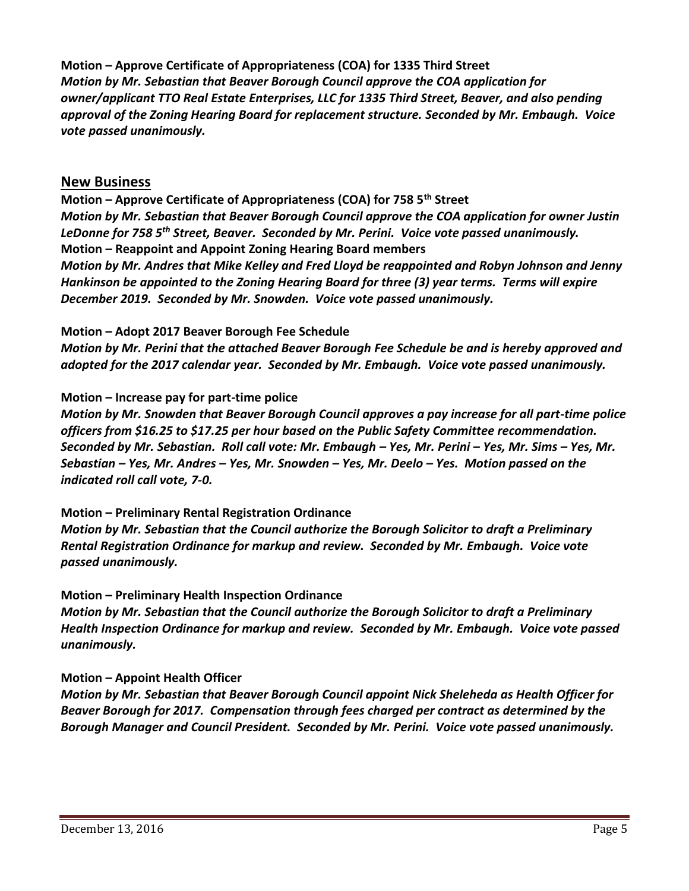**Motion – Approve Certificate of Appropriateness (COA) for 1335 Third Street**
***Motion by Mr. Sebastian that Beaver Borough Council approve the COA application for owner/applicant TTO Real Estate Enterprises, LLC for 1335 Third Street, Beaver, and also pending approval of the Zoning Hearing Board for replacement structure. Seconded by Mr. Embaugh. Voice vote passed unanimously.***

## New Business

**Motion – Approve Certificate of Appropriateness (COA) for 758 5th Street**
***Motion by Mr. Sebastian that Beaver Borough Council approve the COA application for owner Justin LeDonne for 758 5th Street, Beaver. Seconded by Mr. Perini. Voice vote passed unanimously.***

**Motion – Reappoint and Appoint Zoning Hearing Board members**
***Motion by Mr. Andres that Mike Kelley and Fred Lloyd be reappointed and Robyn Johnson and Jenny Hankinson be appointed to the Zoning Hearing Board for three (3) year terms. Terms will expire December 2019. Seconded by Mr. Snowden. Voice vote passed unanimously.***

**Motion – Adopt 2017 Beaver Borough Fee Schedule**
***Motion by Mr. Perini that the attached Beaver Borough Fee Schedule be and is hereby approved and adopted for the 2017 calendar year. Seconded by Mr. Embaugh. Voice vote passed unanimously.***

**Motion – Increase pay for part-time police**
***Motion by Mr. Snowden that Beaver Borough Council approves a pay increase for all part-time police officers from $16.25 to $17.25 per hour based on the Public Safety Committee recommendation. Seconded by Mr. Sebastian. Roll call vote: Mr. Embaugh – Yes, Mr. Perini – Yes, Mr. Sims – Yes, Mr. Sebastian – Yes, Mr. Andres – Yes, Mr. Snowden – Yes, Mr. Deelo – Yes. Motion passed on the indicated roll call vote, 7-0.***

**Motion – Preliminary Rental Registration Ordinance**
***Motion by Mr. Sebastian that the Council authorize the Borough Solicitor to draft a Preliminary Rental Registration Ordinance for markup and review. Seconded by Mr. Embaugh. Voice vote passed unanimously.***

**Motion – Preliminary Health Inspection Ordinance**
***Motion by Mr. Sebastian that the Council authorize the Borough Solicitor to draft a Preliminary Health Inspection Ordinance for markup and review. Seconded by Mr. Embaugh. Voice vote passed unanimously.***

**Motion – Appoint Health Officer**
***Motion by Mr. Sebastian that Beaver Borough Council appoint Nick Sheleheda as Health Officer for Beaver Borough for 2017. Compensation through fees charged per contract as determined by the Borough Manager and Council President. Seconded by Mr. Perini. Voice vote passed unanimously.***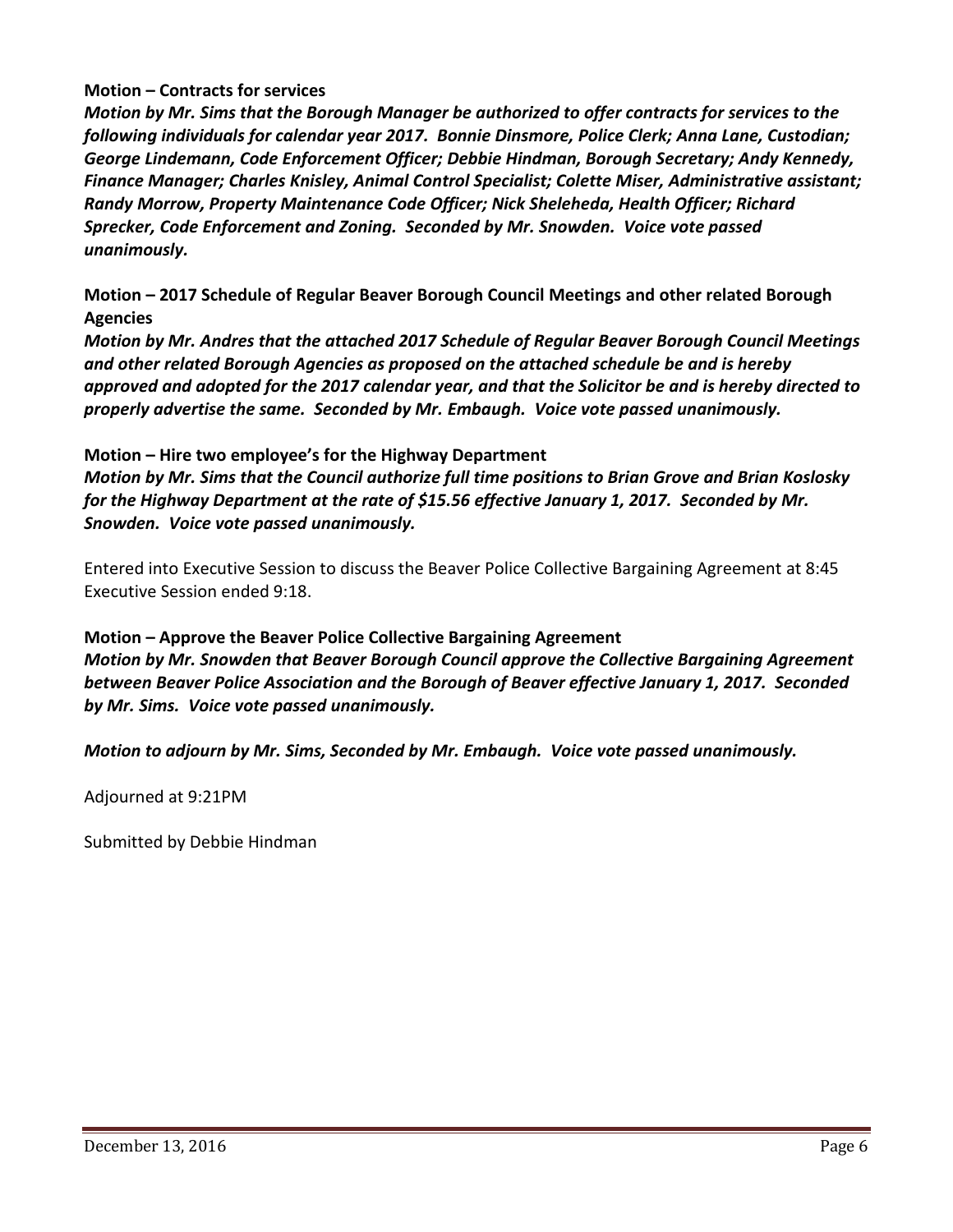**Motion – Contracts for services**

***Motion by Mr. Sims that the Borough Manager be authorized to offer contracts for services to the following individuals for calendar year 2017. Bonnie Dinsmore, Police Clerk; Anna Lane, Custodian; George Lindemann, Code Enforcement Officer; Debbie Hindman, Borough Secretary; Andy Kennedy, Finance Manager; Charles Knisley, Animal Control Specialist; Colette Miser, Administrative assistant; Randy Morrow, Property Maintenance Code Officer; Nick Sheleheda, Health Officer; Richard Sprecker, Code Enforcement and Zoning. Seconded by Mr. Snowden. Voice vote passed unanimously.***

**Motion – 2017 Schedule of Regular Beaver Borough Council Meetings and other related Borough Agencies**

***Motion by Mr. Andres that the attached 2017 Schedule of Regular Beaver Borough Council Meetings and other related Borough Agencies as proposed on the attached schedule be and is hereby approved and adopted for the 2017 calendar year, and that the Solicitor be and is hereby directed to properly advertise the same. Seconded by Mr. Embaugh. Voice vote passed unanimously.***

**Motion – Hire two employee's for the Highway Department**

***Motion by Mr. Sims that the Council authorize full time positions to Brian Grove and Brian Koslosky for the Highway Department at the rate of $15.56 effective January 1, 2017. Seconded by Mr. Snowden. Voice vote passed unanimously.***

Entered into Executive Session to discuss the Beaver Police Collective Bargaining Agreement at 8:45 Executive Session ended 9:18.

**Motion – Approve the Beaver Police Collective Bargaining Agreement**

***Motion by Mr. Snowden that Beaver Borough Council approve the Collective Bargaining Agreement between Beaver Police Association and the Borough of Beaver effective January 1, 2017. Seconded by Mr. Sims. Voice vote passed unanimously.***

***Motion to adjourn by Mr. Sims, Seconded by Mr. Embaugh. Voice vote passed unanimously.***

Adjourned at 9:21PM

Submitted by Debbie Hindman